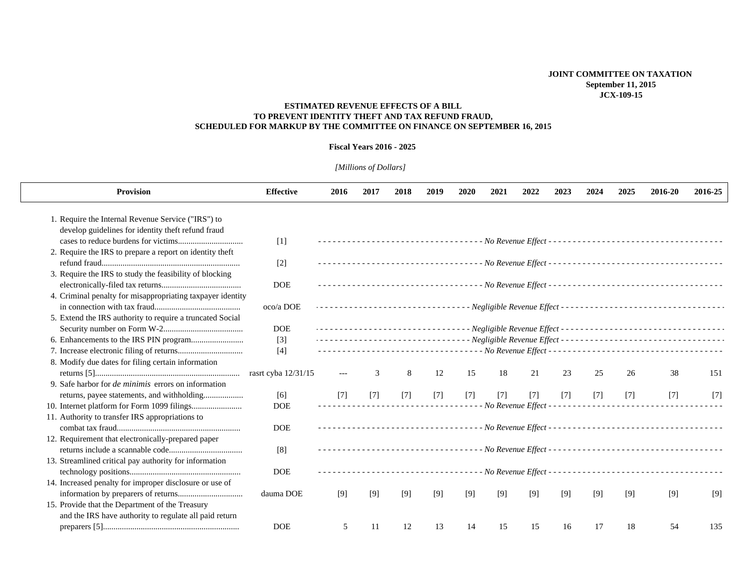**JOINT COMMITTEE ON TAXATION**
**September 11, 2015**
**JCX-109-15**

## ESTIMATED REVENUE EFFECTS OF A BILL TO PREVENT IDENTITY THEFT AND TAX REFUND FRAUD, SCHEDULED FOR MARKUP BY THE COMMITTEE ON FINANCE ON SEPTEMBER 16, 2015

**Fiscal Years 2016 - 2025**

*[Millions of Dollars]*

| Provision | Effective | 2016 | 2017 | 2018 | 2019 | 2020 | 2021 | 2022 | 2023 | 2024 | 2025 | 2016-20 | 2016-25 |
|---|---|---|---|---|---|---|---|---|---|---|---|---|---|
| 1. Require the Internal Revenue Service ("IRS") to develop guidelines for identity theft refund fraud cases to reduce burdens for victims | [1] | *No Revenue Effect* | | | | | | | | | | | |
| 2. Require the IRS to prepare a report on identity theft refund fraud | [2] | *No Revenue Effect* | | | | | | | | | | | |
| 3. Require the IRS to study the feasibility of blocking electronically-filed tax returns | DOE | *No Revenue Effect* | | | | | | | | | | | |
| 4. Criminal penalty for misappropriating taxpayer identity in connection with tax fraud | oco/a DOE | *Negligible Revenue Effect* | | | | | | | | | | | |
| 5. Extend the IRS authority to require a truncated Social Security number on Form W-2 | DOE | *Negligible Revenue Effect* | | | | | | | | | | | |
| 6. Enhancements to the IRS PIN program | [3] | *Negligible Revenue Effect* | | | | | | | | | | | |
| 7. Increase electronic filing of returns | [4] | *No Revenue Effect* | | | | | | | | | | | |
| 8. Modify due dates for filing certain information returns [5] | rasrt cyba 12/31/15 | --- | 3 | 8 | 12 | 15 | 18 | 21 | 23 | 25 | 26 | 38 | 151 |
| 9. Safe harbor for *de minimis* errors on information returns, payee statements, and withholding | [6] | [7] | [7] | [7] | [7] | [7] | [7] | [7] | [7] | [7] | [7] | [7] | [7] |
| 10. Internet platform for Form 1099 filings | DOE | *No Revenue Effect* | | | | | | | | | | | |
| 11. Authority to transfer IRS appropriations to combat tax fraud | DOE | *No Revenue Effect* | | | | | | | | | | | |
| 12. Requirement that electronically-prepared paper returns include a scannable code | [8] | *No Revenue Effect* | | | | | | | | | | | |
| 13. Streamlined critical pay authority for information technology positions | DOE | *No Revenue Effect* | | | | | | | | | | | |
| 14. Increased penalty for improper disclosure or use of information by preparers of returns | dauma DOE | [9] | [9] | [9] | [9] | [9] | [9] | [9] | [9] | [9] | [9] | [9] | [9] |
| 15. Provide that the Department of the Treasury and the IRS have authority to regulate all paid return preparers [5] | DOE | 5 | 11 | 12 | 13 | 14 | 15 | 15 | 16 | 17 | 18 | 54 | 135 |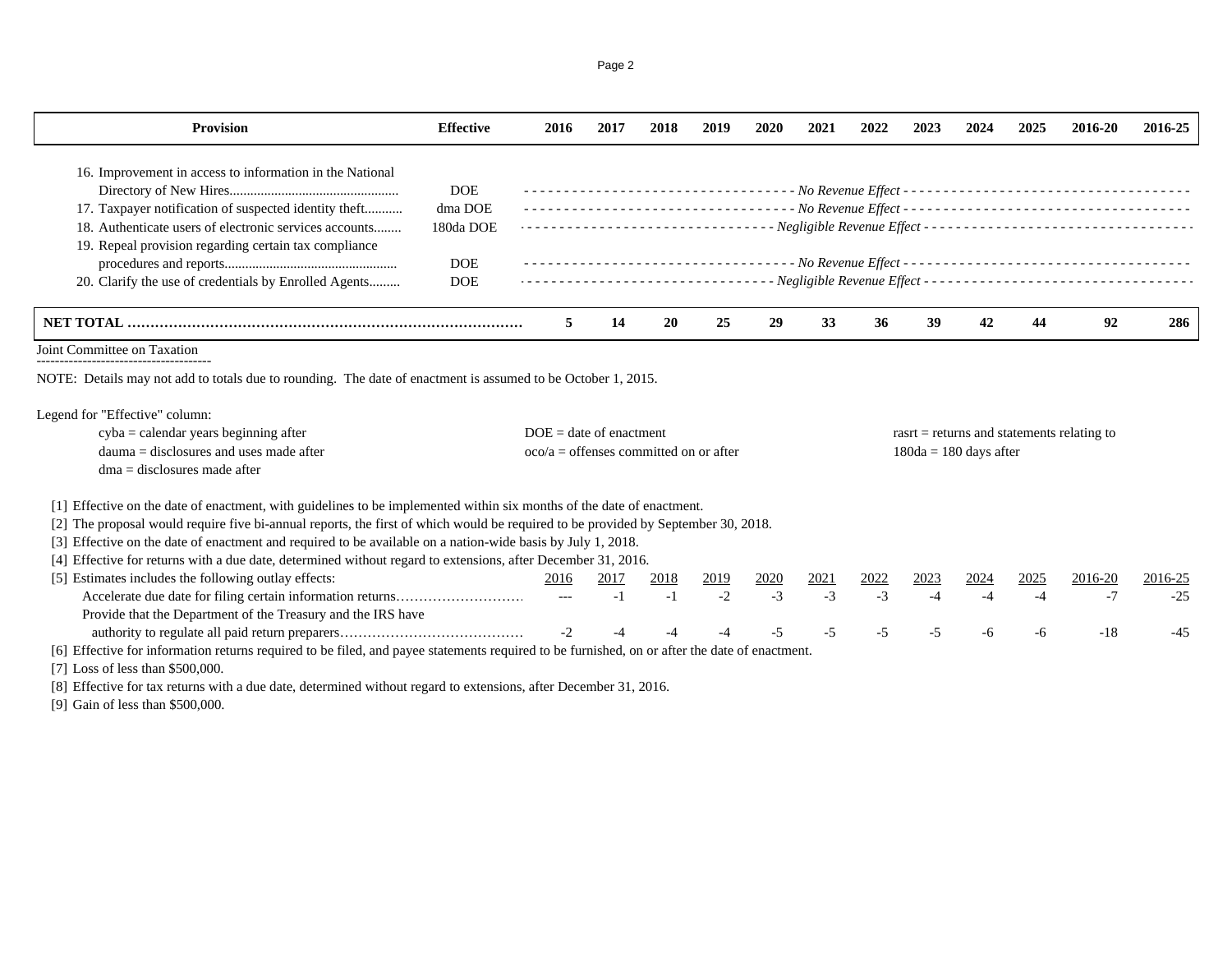| Provision | Effective | 2016 | 2017 | 2018 | 2019 | 2020 | 2021 | 2022 | 2023 | 2024 | 2025 | 2016-20 | 2016-25 |
|---|---|---|---|---|---|---|---|---|---|---|---|---|---|
| 16. Improvement in access to information in the National Directory of New Hires | DOE | *No Revenue Effect* | | | | | | | | | | | |
| 17. Taxpayer notification of suspected identity theft | dma DOE | *No Revenue Effect* | | | | | | | | | | | |
| 18. Authenticate users of electronic services accounts | 180da DOE | *Negligible Revenue Effect* | | | | | | | | | | | |
| 19. Repeal provision regarding certain tax compliance procedures and reports | DOE | *No Revenue Effect* | | | | | | | | | | | |
| 20. Clarify the use of credentials by Enrolled Agents | DOE | *Negligible Revenue Effect* | | | | | | | | | | | |
| **NET TOTAL** | | **5** | **14** | **20** | **25** | **29** | **33** | **36** | **39** | **42** | **44** | **92** | **286** |

Joint Committee on Taxation

NOTE: Details may not add to totals due to rounding. The date of enactment is assumed to be October 1, 2015.

Legend for "Effective" column:

- cyba = calendar years beginning after
- dauma = disclosures and uses made after
- dma = disclosures made after
- DOE = date of enactment
- oco/a = offenses committed on or after
- rasrt = returns and statements relating to
- 180da = 180 days after

[1] Effective on the date of enactment, with guidelines to be implemented within six months of the date of enactment.

[2] The proposal would require five bi-annual reports, the first of which would be required to be provided by September 30, 2018.

[3] Effective on the date of enactment and required to be available on a nation-wide basis by July 1, 2018.

[4] Effective for returns with a due date, determined without regard to extensions, after December 31, 2016.

[5] Estimates includes the following outlay effects:

| | 2016 | 2017 | 2018 | 2019 | 2020 | 2021 | 2022 | 2023 | 2024 | 2025 | 2016-20 | 2016-25 |
|---|---|---|---|---|---|---|---|---|---|---|---|---|
| Accelerate due date for filing certain information returns | --- | -1 | -1 | -2 | -3 | -3 | -3 | -4 | -4 | -4 | -7 | -25 |
| Provide that the Department of the Treasury and the IRS have authority to regulate all paid return preparers | -2 | -4 | -4 | -4 | -5 | -5 | -5 | -5 | -6 | -6 | -18 | -45 |

[6] Effective for information returns required to be filed, and payee statements required to be furnished, on or after the date of enactment.

[7] Loss of less than $500,000.

[8] Effective for tax returns with a due date, determined without regard to extensions, after December 31, 2016.

[9] Gain of less than $500,000.